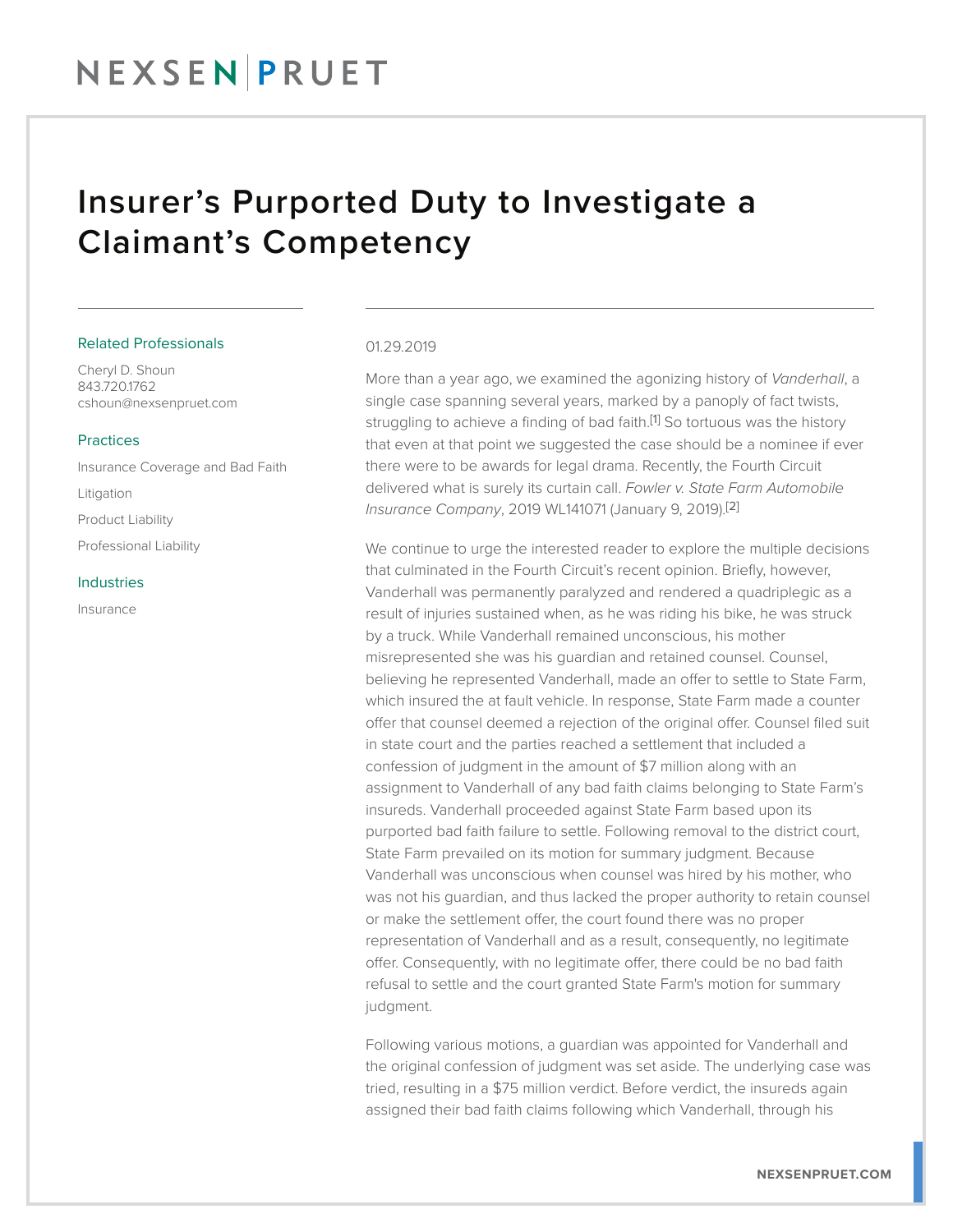# Insurer's Purported Duty to Investigate a Claimant's Competency

Related Professionals

Cheryl D. Shoun
843.720.1762
cshoun@nexsenpruet.com

Practices

Insurance Coverage and Bad Faith

Litigation

Product Liability

Professional Liability

Industries

Insurance

01.29.2019

More than a year ago, we examined the agonizing history of *Vanderhall*, a single case spanning several years, marked by a panoply of fact twists, struggling to achieve a finding of bad faith.[1] So tortuous was the history that even at that point we suggested the case should be a nominee if ever there were to be awards for legal drama. Recently, the Fourth Circuit delivered what is surely its curtain call. *Fowler v. State Farm Automobile Insurance Company*, 2019 WL141071 (January 9, 2019).[2]

We continue to urge the interested reader to explore the multiple decisions that culminated in the Fourth Circuit's recent opinion. Briefly, however, Vanderhall was permanently paralyzed and rendered a quadriplegic as a result of injuries sustained when, as he was riding his bike, he was struck by a truck. While Vanderhall remained unconscious, his mother misrepresented she was his guardian and retained counsel. Counsel, believing he represented Vanderhall, made an offer to settle to State Farm, which insured the at fault vehicle. In response, State Farm made a counter offer that counsel deemed a rejection of the original offer. Counsel filed suit in state court and the parties reached a settlement that included a confession of judgment in the amount of $7 million along with an assignment to Vanderhall of any bad faith claims belonging to State Farm's insureds. Vanderhall proceeded against State Farm based upon its purported bad faith failure to settle. Following removal to the district court, State Farm prevailed on its motion for summary judgment. Because Vanderhall was unconscious when counsel was hired by his mother, who was not his guardian, and thus lacked the proper authority to retain counsel or make the settlement offer, the court found there was no proper representation of Vanderhall and as a result, consequently, no legitimate offer. Consequently, with no legitimate offer, there could be no bad faith refusal to settle and the court granted State Farm's motion for summary judgment.

Following various motions, a guardian was appointed for Vanderhall and the original confession of judgment was set aside. The underlying case was tried, resulting in a $75 million verdict. Before verdict, the insureds again assigned their bad faith claims following which Vanderhall, through his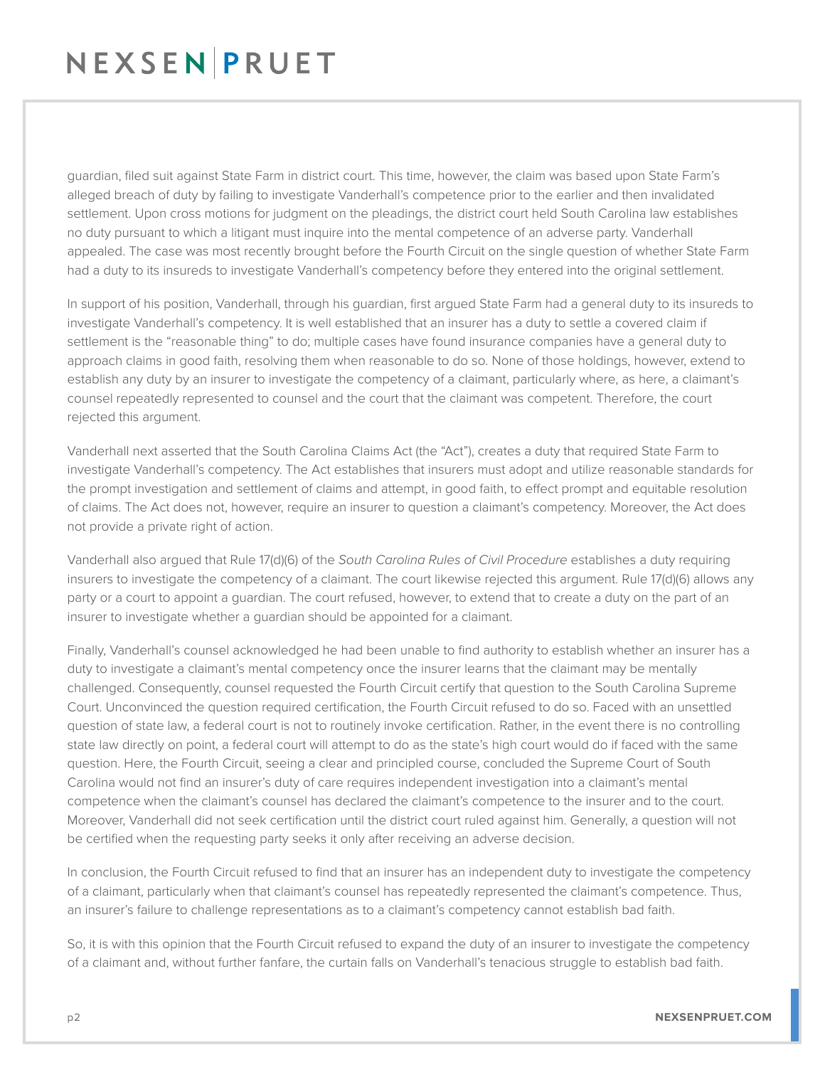guardian, filed suit against State Farm in district court. This time, however, the claim was based upon State Farm's alleged breach of duty by failing to investigate Vanderhall's competence prior to the earlier and then invalidated settlement. Upon cross motions for judgment on the pleadings, the district court held South Carolina law establishes no duty pursuant to which a litigant must inquire into the mental competence of an adverse party. Vanderhall appealed. The case was most recently brought before the Fourth Circuit on the single question of whether State Farm had a duty to its insureds to investigate Vanderhall's competency before they entered into the original settlement.

In support of his position, Vanderhall, through his guardian, first argued State Farm had a general duty to its insureds to investigate Vanderhall's competency. It is well established that an insurer has a duty to settle a covered claim if settlement is the "reasonable thing" to do; multiple cases have found insurance companies have a general duty to approach claims in good faith, resolving them when reasonable to do so. None of those holdings, however, extend to establish any duty by an insurer to investigate the competency of a claimant, particularly where, as here, a claimant's counsel repeatedly represented to counsel and the court that the claimant was competent. Therefore, the court rejected this argument.

Vanderhall next asserted that the South Carolina Claims Act (the "Act"), creates a duty that required State Farm to investigate Vanderhall's competency. The Act establishes that insurers must adopt and utilize reasonable standards for the prompt investigation and settlement of claims and attempt, in good faith, to effect prompt and equitable resolution of claims. The Act does not, however, require an insurer to question a claimant's competency. Moreover, the Act does not provide a private right of action.

Vanderhall also argued that Rule 17(d)(6) of the *South Carolina Rules of Civil Procedure* establishes a duty requiring insurers to investigate the competency of a claimant. The court likewise rejected this argument. Rule 17(d)(6) allows any party or a court to appoint a guardian. The court refused, however, to extend that to create a duty on the part of an insurer to investigate whether a guardian should be appointed for a claimant.

Finally, Vanderhall's counsel acknowledged he had been unable to find authority to establish whether an insurer has a duty to investigate a claimant's mental competency once the insurer learns that the claimant may be mentally challenged. Consequently, counsel requested the Fourth Circuit certify that question to the South Carolina Supreme Court. Unconvinced the question required certification, the Fourth Circuit refused to do so. Faced with an unsettled question of state law, a federal court is not to routinely invoke certification. Rather, in the event there is no controlling state law directly on point, a federal court will attempt to do as the state's high court would do if faced with the same question. Here, the Fourth Circuit, seeing a clear and principled course, concluded the Supreme Court of South Carolina would not find an insurer's duty of care requires independent investigation into a claimant's mental competence when the claimant's counsel has declared the claimant's competence to the insurer and to the court. Moreover, Vanderhall did not seek certification until the district court ruled against him. Generally, a question will not be certified when the requesting party seeks it only after receiving an adverse decision.

In conclusion, the Fourth Circuit refused to find that an insurer has an independent duty to investigate the competency of a claimant, particularly when that claimant's counsel has repeatedly represented the claimant's competence. Thus, an insurer's failure to challenge representations as to a claimant's competency cannot establish bad faith.

So, it is with this opinion that the Fourth Circuit refused to expand the duty of an insurer to investigate the competency of a claimant and, without further fanfare, the curtain falls on Vanderhall's tenacious struggle to establish bad faith.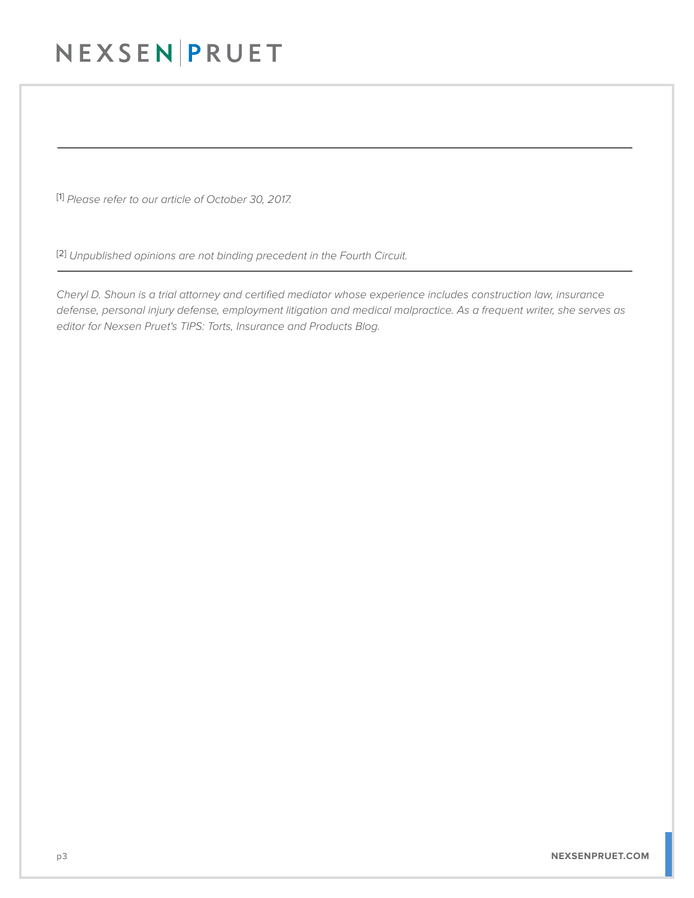---

[1] *Please refer to our article of October 30, 2017.*

[2] *Unpublished opinions are not binding precedent in the Fourth Circuit.*

---

*Cheryl D. Shoun is a trial attorney and certified mediator whose experience includes construction law, insurance defense, personal injury defense, employment litigation and medical malpractice. As a frequent writer, she serves as editor for Nexsen Pruet's TIPS: Torts, Insurance and Products Blog.*